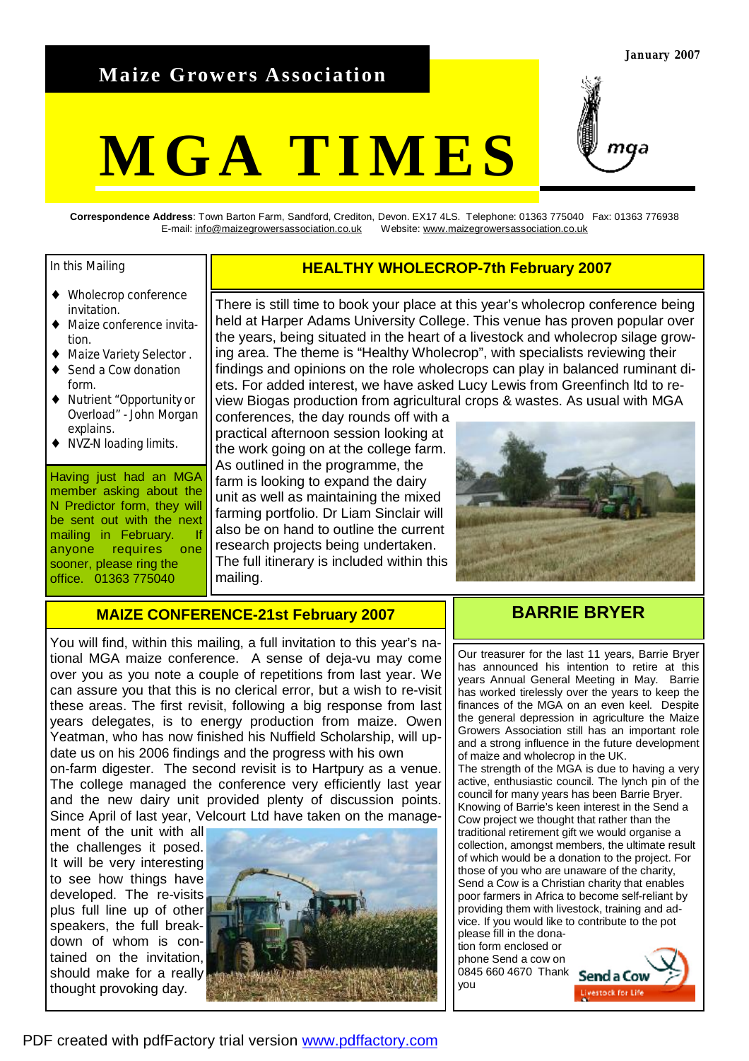# Maize Growers Association

January 2007

# MGA TIMES

**Correspondence Address**: Town Barton Farm, Sandford, Crediton, Devon. EX17 4LS. Telephone: 01363 775040 Fax: 01363 776938
E-mail: info@maizegrowersassociation.co.uk Website: www.maizegrowersassociation.co.uk

In this Mailing

- Wholecrop conference invitation.
- Maize conference invitation.
- Maize Variety Selector .
- Send a Cow donation form.
- Nutrient "Opportunity or Overload" - John Morgan explains.
- NVZ-N loading limits.

Having just had an MGA member asking about the N Predictor form, they will be sent out with the next mailing in February. If anyone requires one sooner, please ring the office. 01363 775040

## HEALTHY WHOLECROP-7th February 2007

There is still time to book your place at this year's wholecrop conference being held at Harper Adams University College. This venue has proven popular over the years, being situated in the heart of a livestock and wholecrop silage growing area. The theme is "Healthy Wholecrop", with specialists reviewing their findings and opinions on the role wholecrops can play in balanced ruminant diets. For added interest, we have asked Lucy Lewis from Greenfinch ltd to review Biogas production from agricultural crops & wastes. As usual with MGA conferences, the day rounds off with a practical afternoon session looking at the work going on at the college farm. As outlined in the programme, the farm is looking to expand the dairy unit as well as maintaining the mixed farming portfolio. Dr Liam Sinclair will also be on hand to outline the current research projects being undertaken. The full itinerary is included within this mailing.

## MAIZE CONFERENCE-21st February 2007

You will find, within this mailing, a full invitation to this year's national MGA maize conference. A sense of deja-vu may come over you as you note a couple of repetitions from last year. We can assure you that this is no clerical error, but a wish to re-visit these areas. The first revisit, following a big response from last years delegates, is to energy production from maize. Owen Yeatman, who has now finished his Nuffield Scholarship, will update us on his 2006 findings and the progress with his own on-farm digester. The second revisit is to Hartpury as a venue. The college managed the conference very efficiently last year and the new dairy unit provided plenty of discussion points. Since April of last year, Velcourt Ltd have taken on the management of the unit with all the challenges it posed. It will be very interesting to see how things have developed. The re-visits plus full line up of other speakers, the full breakdown of whom is contained on the invitation, should make for a really thought provoking day.

## BARRIE BRYER

Our treasurer for the last 11 years, Barrie Bryer has announced his intention to retire at this years Annual General Meeting in May. Barrie has worked tirelessly over the years to keep the finances of the MGA on an even keel. Despite the general depression in agriculture the Maize Growers Association still has an important role and a strong influence in the future development of maize and wholecrop in the UK.

The strength of the MGA is due to having a very active, enthusiastic council. The lynch pin of the council for many years has been Barrie Bryer. Knowing of Barrie's keen interest in the Send a Cow project we thought that rather than the traditional retirement gift we would organise a collection, amongst members, the ultimate result of which would be a donation to the project. For those of you who are unaware of the charity, Send a Cow is a Christian charity that enables poor farmers in Africa to become self-reliant by providing them with livestock, training and advice. If you would like to contribute to the pot please fill in the donation form enclosed or phone Send a cow on 0845 660 4670 Thank you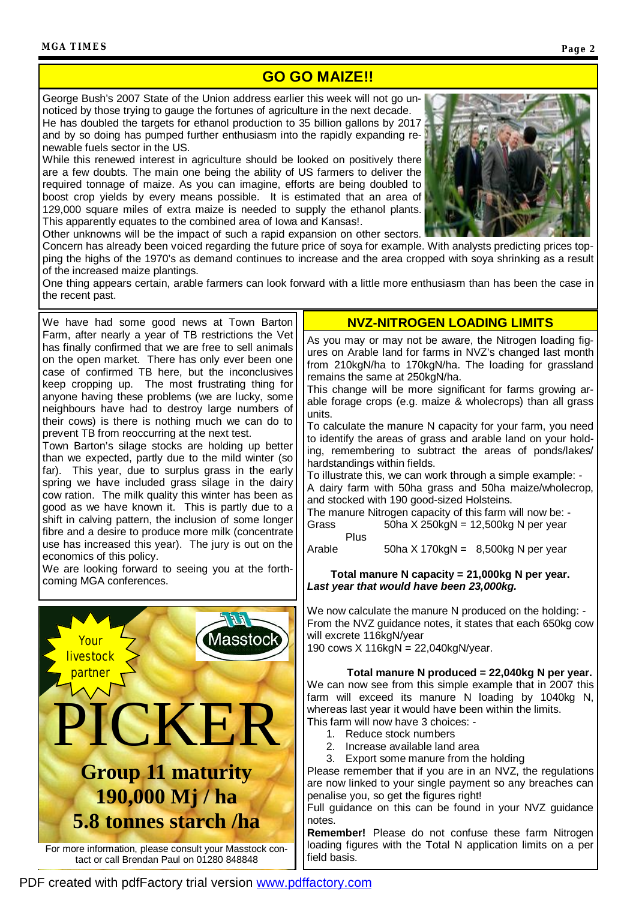## GO GO MAIZE!!

George Bush's 2007 State of the Union address earlier this week will not go unnoticed by those trying to gauge the fortunes of agriculture in the next decade.
He has doubled the targets for ethanol production to 35 billion gallons by 2017 and by so doing has pumped further enthusiasm into the rapidly expanding renewable fuels sector in the US.
While this renewed interest in agriculture should be looked on positively there are a few doubts. The main one being the ability of US farmers to deliver the required tonnage of maize. As you can imagine, efforts are being doubled to boost crop yields by every means possible. It is estimated that an area of 129,000 square miles of extra maize is needed to supply the ethanol plants. This apparently equates to the combined area of Iowa and Kansas!.
Other unknowns will be the impact of such a rapid expansion on other sectors. Concern has already been voiced regarding the future price of soya for example. With analysts predicting prices topping the highs of the 1970's as demand continues to increase and the area cropped with soya shrinking as a result of the increased maize plantings.
One thing appears certain, arable farmers can look forward with a little more enthusiasm than has been the case in the recent past.

We have had some good news at Town Barton Farm, after nearly a year of TB restrictions the Vet has finally confirmed that we are free to sell animals on the open market. There has only ever been one case of confirmed TB here, but the inconclusives keep cropping up. The most frustrating thing for anyone having these problems (we are lucky, some neighbours have had to destroy large numbers of their cows) is there is nothing much we can do to prevent TB from reoccurring at the next test.
Town Barton's silage stocks are holding up better than we expected, partly due to the mild winter (so far). This year, due to surplus grass in the early spring we have included grass silage in the dairy cow ration. The milk quality this winter has been as good as we have known it. This is partly due to a shift in calving pattern, the inclusion of some longer fibre and a desire to produce more milk (concentrate use has increased this year). The jury is out on the economics of this policy.
We are looking forward to seeing you at the forthcoming MGA conferences.

Your livestock partner

Masstock

PICKER

**Group 11 maturity**
**190,000 Mj / ha**
**5.8 tonnes starch /ha**

For more information, please consult your Masstock contact or call Brendan Paul on 01280 848848

## NVZ-NITROGEN LOADING LIMITS

As you may or may not be aware, the Nitrogen loading figures on Arable land for farms in NVZ's changed last month from 210kgN/ha to 170kgN/ha. The loading for grassland remains the same at 250kgN/ha.
This change will be more significant for farms growing arable forage crops (e.g. maize & wholecrops) than all grass units.
To calculate the manure N capacity for your farm, you need to identify the areas of grass and arable land on your holding, remembering to subtract the areas of ponds/lakes/ hardstandings within fields.
To illustrate this, we can work through a simple example: -
A dairy farm with 50ha grass and 50ha maize/wholecrop, and stocked with 190 good-sized Holsteins.
The manure Nitrogen capacity of this farm will now be: -

Grass 50ha X 250kgN = 12,500kg N per year
Plus
Arable 50ha X 170kgN = 8,500kg N per year

**Total manure N capacity = 21,000kg N per year.**
***Last year that would have been 23,000kg.***

We now calculate the manure N produced on the holding: -
From the NVZ guidance notes, it states that each 650kg cow will excrete 116kgN/year
190 cows X 116kgN = 22,040kgN/year.

**Total manure N produced = 22,040kg N per year.**

We can now see from this simple example that in 2007 this farm will exceed its manure N loading by 1040kg N, whereas last year it would have been within the limits.
This farm will now have 3 choices: -

1. Reduce stock numbers
2. Increase available land area
3. Export some manure from the holding

Please remember that if you are in an NVZ, the regulations are now linked to your single payment so any breaches can penalise you, so get the figures right!
Full guidance on this can be found in your NVZ guidance notes.
**Remember!** Please do not confuse these farm Nitrogen loading figures with the Total N application limits on a per field basis.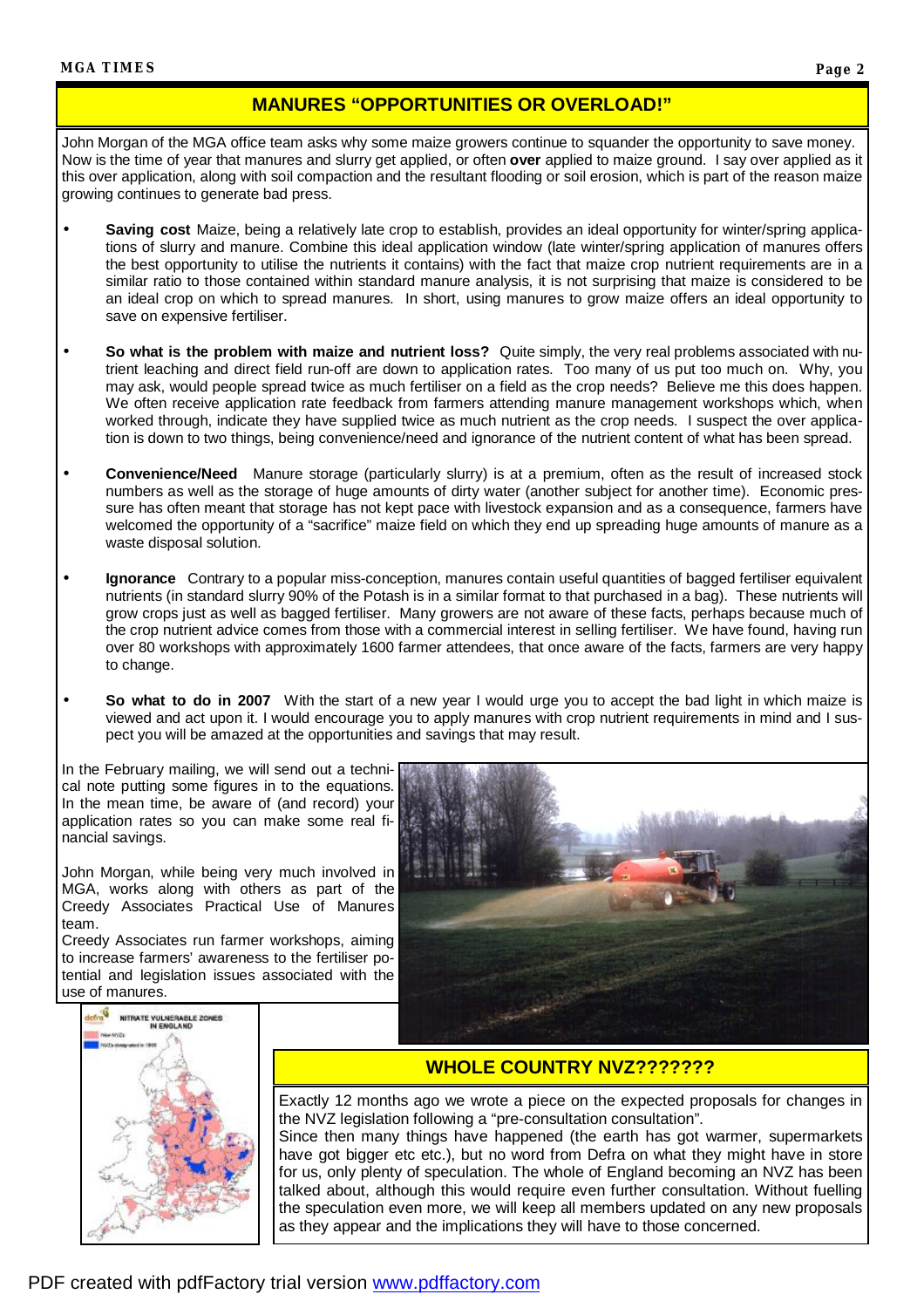## MANURES "OPPORTUNITIES OR OVERLOAD!"

John Morgan of the MGA office team asks why some maize growers continue to squander the opportunity to save money. Now is the time of year that manures and slurry get applied, or often **over** applied to maize ground. I say over applied as it this over application, along with soil compaction and the resultant flooding or soil erosion, which is part of the reason maize growing continues to generate bad press.

- **Saving cost** Maize, being a relatively late crop to establish, provides an ideal opportunity for winter/spring applications of slurry and manure. Combine this ideal application window (late winter/spring application of manures offers the best opportunity to utilise the nutrients it contains) with the fact that maize crop nutrient requirements are in a similar ratio to those contained within standard manure analysis, it is not surprising that maize is considered to be an ideal crop on which to spread manures. In short, using manures to grow maize offers an ideal opportunity to save on expensive fertiliser.

- **So what is the problem with maize and nutrient loss?** Quite simply, the very real problems associated with nutrient leaching and direct field run-off are down to application rates. Too many of us put too much on. Why, you may ask, would people spread twice as much fertiliser on a field as the crop needs? Believe me this does happen. We often receive application rate feedback from farmers attending manure management workshops which, when worked through, indicate they have supplied twice as much nutrient as the crop needs. I suspect the over application is down to two things, being convenience/need and ignorance of the nutrient content of what has been spread.

- **Convenience/Need** Manure storage (particularly slurry) is at a premium, often as the result of increased stock numbers as well as the storage of huge amounts of dirty water (another subject for another time). Economic pressure has often meant that storage has not kept pace with livestock expansion and as a consequence, farmers have welcomed the opportunity of a "sacrifice" maize field on which they end up spreading huge amounts of manure as a waste disposal solution.

- **Ignorance** Contrary to a popular miss-conception, manures contain useful quantities of bagged fertiliser equivalent nutrients (in standard slurry 90% of the Potash is in a similar format to that purchased in a bag). These nutrients will grow crops just as well as bagged fertiliser. Many growers are not aware of these facts, perhaps because much of the crop nutrient advice comes from those with a commercial interest in selling fertiliser. We have found, having run over 80 workshops with approximately 1600 farmer attendees, that once aware of the facts, farmers are very happy to change.

- **So what to do in 2007** With the start of a new year I would urge you to accept the bad light in which maize is viewed and act upon it. I would encourage you to apply manures with crop nutrient requirements in mind and I suspect you will be amazed at the opportunities and savings that may result.

In the February mailing, we will send out a technical note putting some figures in to the equations. In the mean time, be aware of (and record) your application rates so you can make some real financial savings.

John Morgan, while being very much involved in MGA, works along with others as part of the Creedy Associates Practical Use of Manures team.
Creedy Associates run farmer workshops, aiming to increase farmers' awareness to the fertiliser potential and legislation issues associated with the use of manures.

NITRATE VULNERABLE ZONES IN ENGLAND

## WHOLE COUNTRY NVZ???????

Exactly 12 months ago we wrote a piece on the expected proposals for changes in the NVZ legislation following a "pre-consultation consultation".
Since then many things have happened (the earth has got warmer, supermarkets have got bigger etc etc.), but no word from Defra on what they might have in store for us, only plenty of speculation. The whole of England becoming an NVZ has been talked about, although this would require even further consultation. Without fuelling the speculation even more, we will keep all members updated on any new proposals as they appear and the implications they will have to those concerned.